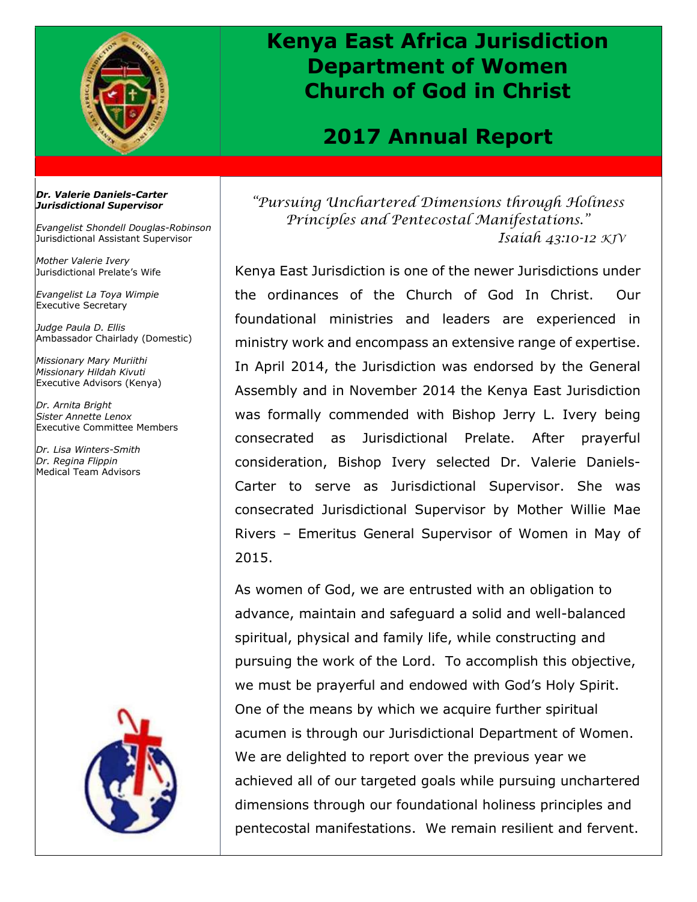# Kenya East Africa Jurisdiction Department of Women Church of God in Christ

## 2017 Annual Report

***Dr. Valerie Daniels-Carter***
***Jurisdictional Supervisor***

*Evangelist Shondell Douglas-Robinson*
Jurisdictional Assistant Supervisor

*Mother Valerie Ivery*
Jurisdictional Prelate's Wife

*Evangelist La Toya Wimpie*
Executive Secretary

*Judge Paula D. Ellis*
Ambassador Chairlady (Domestic)

*Missionary Mary Muriithi*
*Missionary Hildah Kivuti*
Executive Advisors (Kenya)

*Dr. Arnita Bright*
*Sister Annette Lenox*
Executive Committee Members

*Dr. Lisa Winters-Smith*
*Dr. Regina Flippin*
Medical Team Advisors

*"Pursuing Unchartered Dimensions through Holiness Principles and Pentecostal Manifestations."*
*Isaiah 43:10-12 KJV*

Kenya East Jurisdiction is one of the newer Jurisdictions under the ordinances of the Church of God In Christ. Our foundational ministries and leaders are experienced in ministry work and encompass an extensive range of expertise. In April 2014, the Jurisdiction was endorsed by the General Assembly and in November 2014 the Kenya East Jurisdiction was formally commended with Bishop Jerry L. Ivery being consecrated as Jurisdictional Prelate. After prayerful consideration, Bishop Ivery selected Dr. Valerie Daniels-Carter to serve as Jurisdictional Supervisor. She was consecrated Jurisdictional Supervisor by Mother Willie Mae Rivers – Emeritus General Supervisor of Women in May of 2015.

As women of God, we are entrusted with an obligation to advance, maintain and safeguard a solid and well-balanced spiritual, physical and family life, while constructing and pursuing the work of the Lord. To accomplish this objective, we must be prayerful and endowed with God's Holy Spirit. One of the means by which we acquire further spiritual acumen is through our Jurisdictional Department of Women. We are delighted to report over the previous year we achieved all of our targeted goals while pursuing unchartered dimensions through our foundational holiness principles and pentecostal manifestations. We remain resilient and fervent.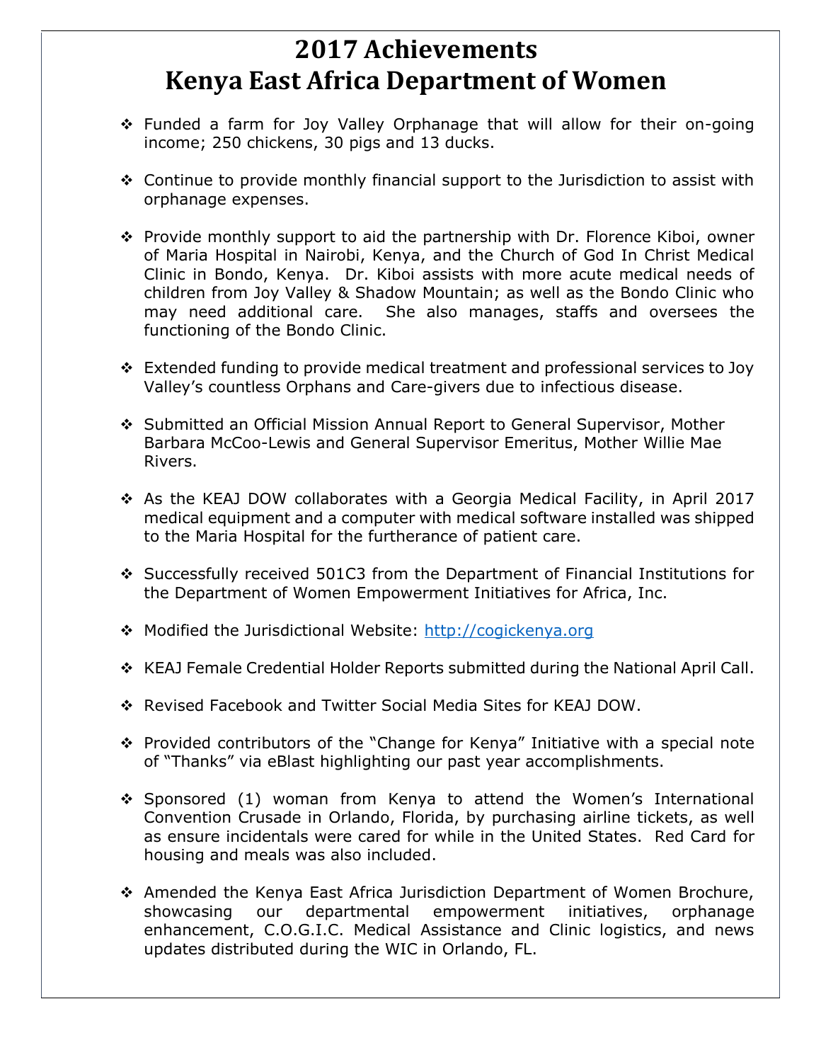# 2017 Achievements
# Kenya East Africa Department of Women

- Funded a farm for Joy Valley Orphanage that will allow for their on-going income; 250 chickens, 30 pigs and 13 ducks.

- Continue to provide monthly financial support to the Jurisdiction to assist with orphanage expenses.

- Provide monthly support to aid the partnership with Dr. Florence Kiboi, owner of Maria Hospital in Nairobi, Kenya, and the Church of God In Christ Medical Clinic in Bondo, Kenya. Dr. Kiboi assists with more acute medical needs of children from Joy Valley & Shadow Mountain; as well as the Bondo Clinic who may need additional care. She also manages, staffs and oversees the functioning of the Bondo Clinic.

- Extended funding to provide medical treatment and professional services to Joy Valley's countless Orphans and Care-givers due to infectious disease.

- Submitted an Official Mission Annual Report to General Supervisor, Mother Barbara McCoo-Lewis and General Supervisor Emeritus, Mother Willie Mae Rivers.

- As the KEAJ DOW collaborates with a Georgia Medical Facility, in April 2017 medical equipment and a computer with medical software installed was shipped to the Maria Hospital for the furtherance of patient care.

- Successfully received 501C3 from the Department of Financial Institutions for the Department of Women Empowerment Initiatives for Africa, Inc.

- Modified the Jurisdictional Website: http://cogickenya.org

- KEAJ Female Credential Holder Reports submitted during the National April Call.

- Revised Facebook and Twitter Social Media Sites for KEAJ DOW.

- Provided contributors of the "Change for Kenya" Initiative with a special note of "Thanks" via eBlast highlighting our past year accomplishments.

- Sponsored (1) woman from Kenya to attend the Women's International Convention Crusade in Orlando, Florida, by purchasing airline tickets, as well as ensure incidentals were cared for while in the United States. Red Card for housing and meals was also included.

- Amended the Kenya East Africa Jurisdiction Department of Women Brochure, showcasing our departmental empowerment initiatives, orphanage enhancement, C.O.G.I.C. Medical Assistance and Clinic logistics, and news updates distributed during the WIC in Orlando, FL.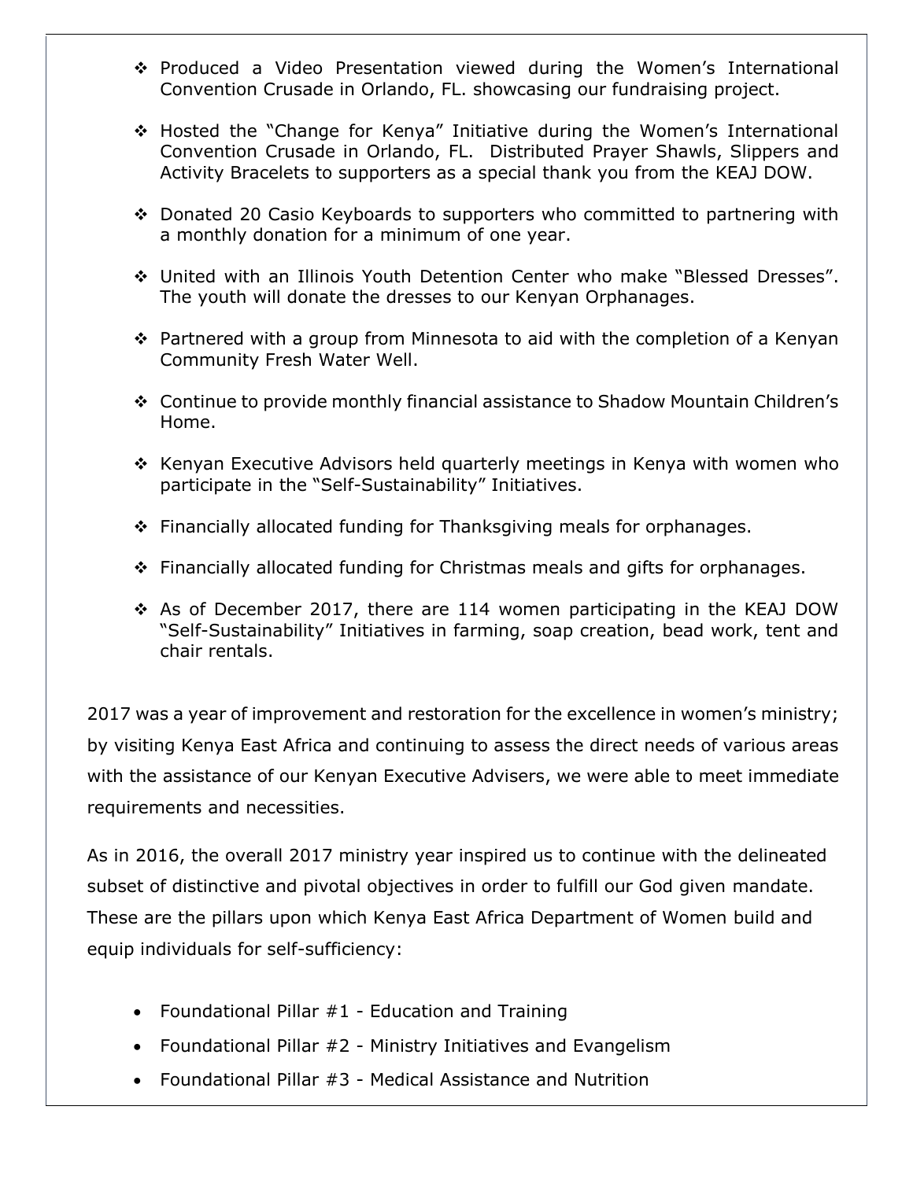- Produced a Video Presentation viewed during the Women's International Convention Crusade in Orlando, FL. showcasing our fundraising project.

- Hosted the "Change for Kenya" Initiative during the Women's International Convention Crusade in Orlando, FL. Distributed Prayer Shawls, Slippers and Activity Bracelets to supporters as a special thank you from the KEAJ DOW.

- Donated 20 Casio Keyboards to supporters who committed to partnering with a monthly donation for a minimum of one year.

- United with an Illinois Youth Detention Center who make "Blessed Dresses". The youth will donate the dresses to our Kenyan Orphanages.

- Partnered with a group from Minnesota to aid with the completion of a Kenyan Community Fresh Water Well.

- Continue to provide monthly financial assistance to Shadow Mountain Children's Home.

- Kenyan Executive Advisors held quarterly meetings in Kenya with women who participate in the "Self-Sustainability" Initiatives.

- Financially allocated funding for Thanksgiving meals for orphanages.

- Financially allocated funding for Christmas meals and gifts for orphanages.

- As of December 2017, there are 114 women participating in the KEAJ DOW "Self-Sustainability" Initiatives in farming, soap creation, bead work, tent and chair rentals.

2017 was a year of improvement and restoration for the excellence in women's ministry; by visiting Kenya East Africa and continuing to assess the direct needs of various areas with the assistance of our Kenyan Executive Advisers, we were able to meet immediate requirements and necessities.

As in 2016, the overall 2017 ministry year inspired us to continue with the delineated subset of distinctive and pivotal objectives in order to fulfill our God given mandate. These are the pillars upon which Kenya East Africa Department of Women build and equip individuals for self-sufficiency:

- Foundational Pillar #1 - Education and Training
- Foundational Pillar #2 - Ministry Initiatives and Evangelism
- Foundational Pillar #3 - Medical Assistance and Nutrition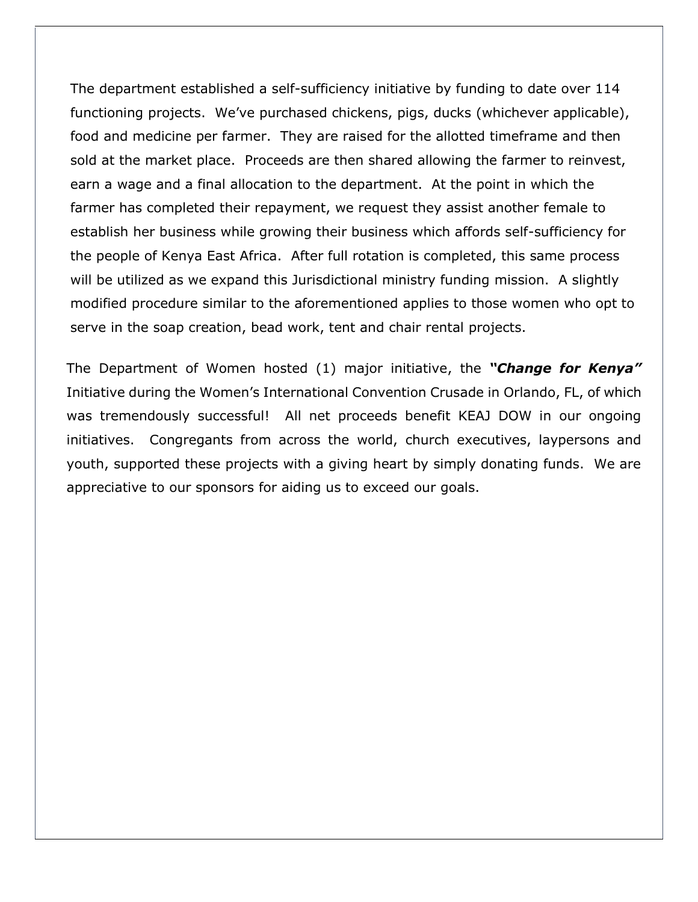The department established a self-sufficiency initiative by funding to date over 114 functioning projects. We've purchased chickens, pigs, ducks (whichever applicable), food and medicine per farmer. They are raised for the allotted timeframe and then sold at the market place. Proceeds are then shared allowing the farmer to reinvest, earn a wage and a final allocation to the department. At the point in which the farmer has completed their repayment, we request they assist another female to establish her business while growing their business which affords self-sufficiency for the people of Kenya East Africa. After full rotation is completed, this same process will be utilized as we expand this Jurisdictional ministry funding mission. A slightly modified procedure similar to the aforementioned applies to those women who opt to serve in the soap creation, bead work, tent and chair rental projects.

The Department of Women hosted (1) major initiative, the ***"Change for Kenya"*** Initiative during the Women's International Convention Crusade in Orlando, FL, of which was tremendously successful! All net proceeds benefit KEAJ DOW in our ongoing initiatives. Congregants from across the world, church executives, laypersons and youth, supported these projects with a giving heart by simply donating funds. We are appreciative to our sponsors for aiding us to exceed our goals.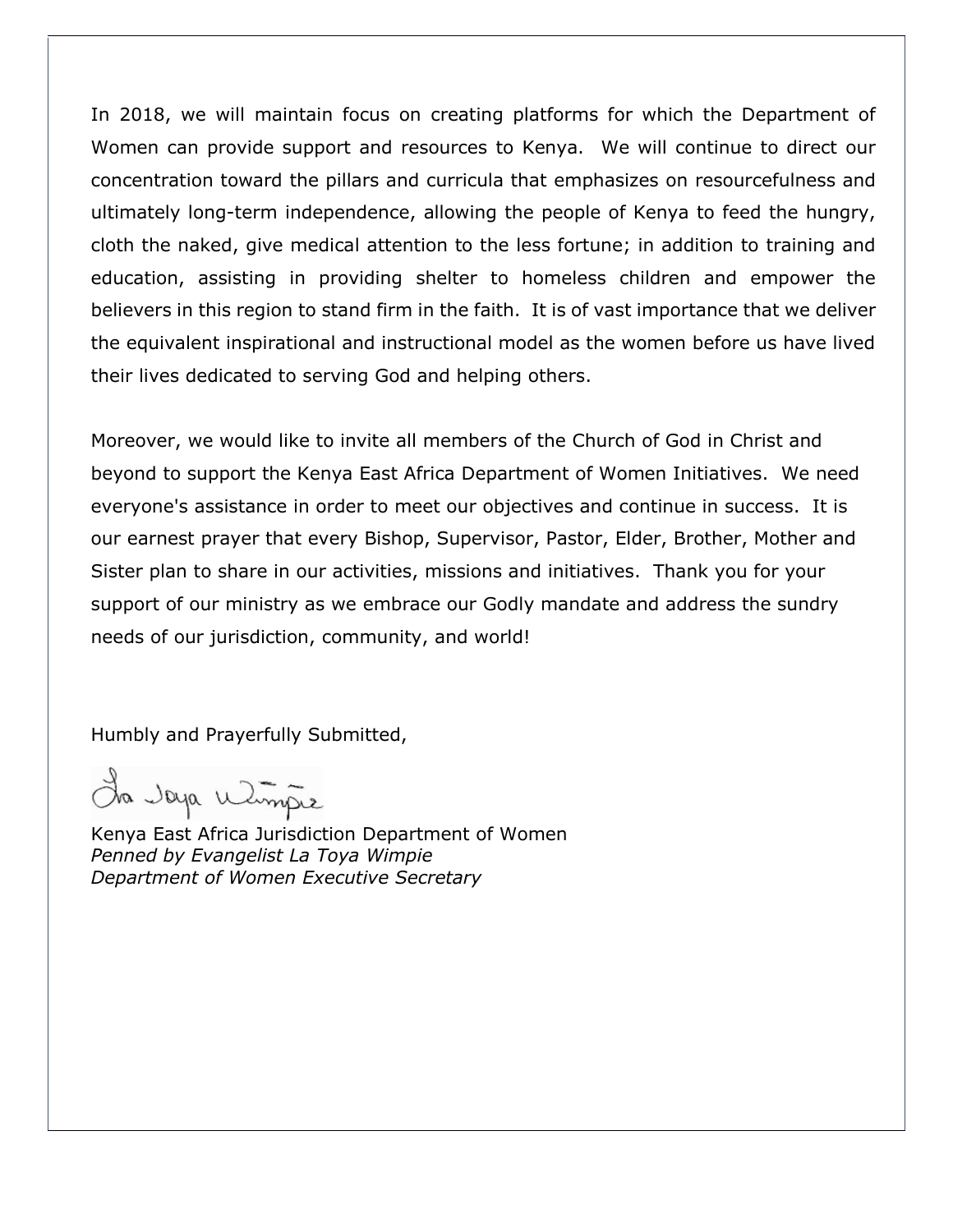In 2018, we will maintain focus on creating platforms for which the Department of Women can provide support and resources to Kenya. We will continue to direct our concentration toward the pillars and curricula that emphasizes on resourcefulness and ultimately long-term independence, allowing the people of Kenya to feed the hungry, cloth the naked, give medical attention to the less fortune; in addition to training and education, assisting in providing shelter to homeless children and empower the believers in this region to stand firm in the faith. It is of vast importance that we deliver the equivalent inspirational and instructional model as the women before us have lived their lives dedicated to serving God and helping others.

Moreover, we would like to invite all members of the Church of God in Christ and beyond to support the Kenya East Africa Department of Women Initiatives. We need everyone's assistance in order to meet our objectives and continue in success. It is our earnest prayer that every Bishop, Supervisor, Pastor, Elder, Brother, Mother and Sister plan to share in our activities, missions and initiatives. Thank you for your support of our ministry as we embrace our Godly mandate and address the sundry needs of our jurisdiction, community, and world!

Humbly and Prayerfully Submitted,

La Toya Wimpie

Kenya East Africa Jurisdiction Department of Women
*Penned by Evangelist La Toya Wimpie*
*Department of Women Executive Secretary*